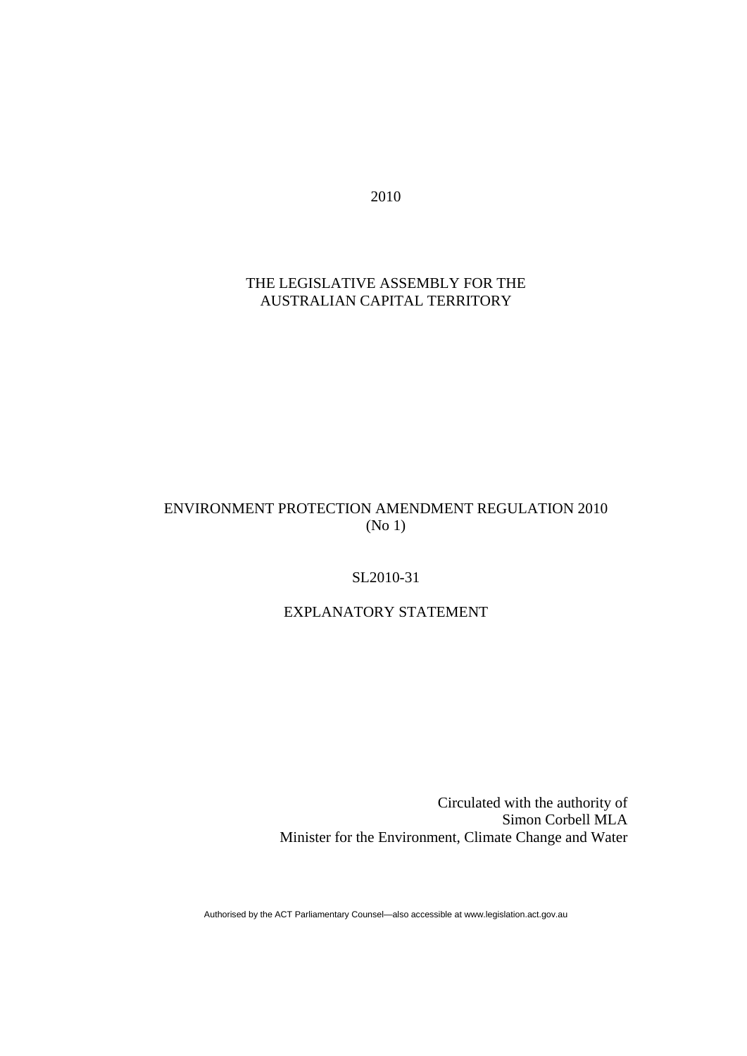2010

THE LEGISLATIVE ASSEMBLY FOR THE
AUSTRALIAN CAPITAL TERRITORY

# ENVIRONMENT PROTECTION AMENDMENT REGULATION 2010 (No 1)

SL2010-31

## EXPLANATORY STATEMENT

Circulated with the authority of
Simon Corbell MLA
Minister for the Environment, Climate Change and Water

Authorised by the ACT Parliamentary Counsel—also accessible at www.legislation.act.gov.au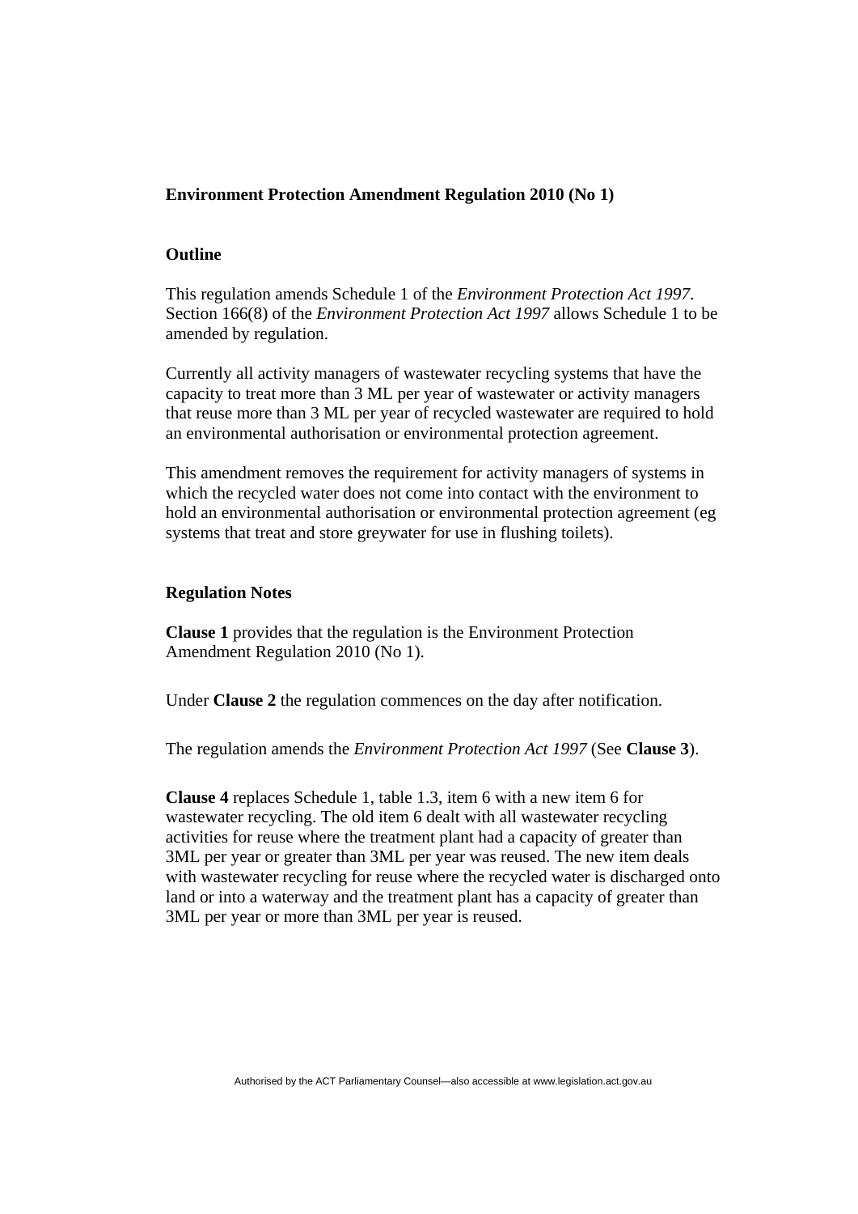**Environment Protection Amendment Regulation 2010 (No 1)**

**Outline**

This regulation amends Schedule 1 of the *Environment Protection Act 1997*. Section 166(8) of the *Environment Protection Act 1997* allows Schedule 1 to be amended by regulation.

Currently all activity managers of wastewater recycling systems that have the capacity to treat more than 3 ML per year of wastewater or activity managers that reuse more than 3 ML per year of recycled wastewater are required to hold an environmental authorisation or environmental protection agreement.

This amendment removes the requirement for activity managers of systems in which the recycled water does not come into contact with the environment to hold an environmental authorisation or environmental protection agreement (eg systems that treat and store greywater for use in flushing toilets).

**Regulation Notes**

**Clause 1** provides that the regulation is the Environment Protection Amendment Regulation 2010 (No 1).

Under **Clause 2** the regulation commences on the day after notification.

The regulation amends the *Environment Protection Act 1997* (See **Clause 3**).

**Clause 4** replaces Schedule 1, table 1.3, item 6 with a new item 6 for wastewater recycling. The old item 6 dealt with all wastewater recycling activities for reuse where the treatment plant had a capacity of greater than 3ML per year or greater than 3ML per year was reused. The new item deals with wastewater recycling for reuse where the recycled water is discharged onto land or into a waterway and the treatment plant has a capacity of greater than 3ML per year or more than 3ML per year is reused.